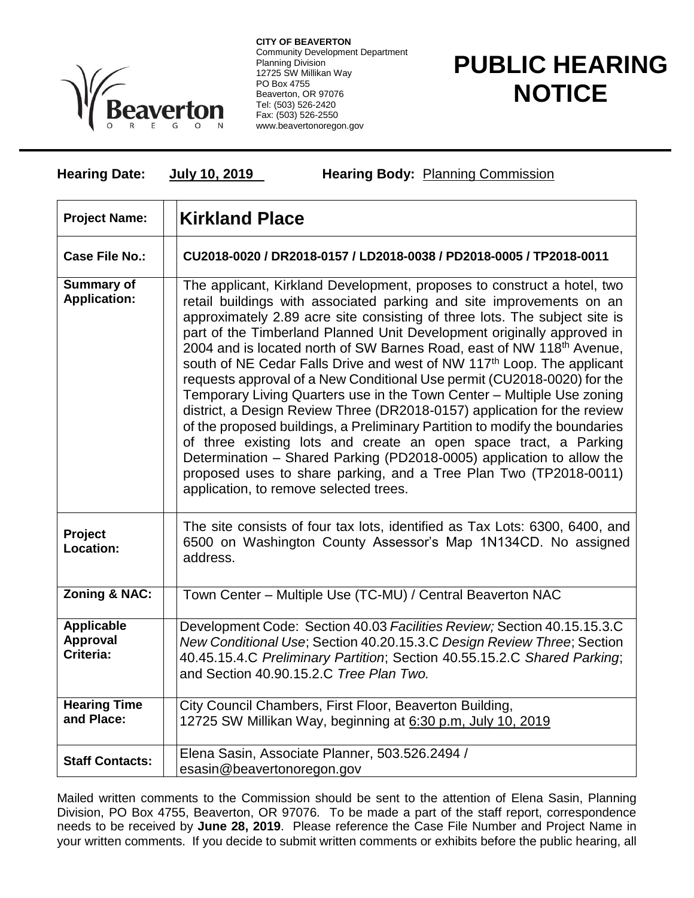**CITY OF BEAVERTON**
Community Development Department
Planning Division
12725 SW Millikan Way
PO Box 4755
Beaverton, OR 97076
Tel: (503) 526-2420
Fax: (503) 526-2550
www.beavertonoregon.gov

# PUBLIC HEARING NOTICE

**Hearing Date:** July 10, 2019 **Hearing Body:** Planning Commission

| | |
|---|---|
| **Project Name:** | **Kirkland Place** |
| **Case File No.:** | **CU2018-0020 / DR2018-0157 / LD2018-0038 / PD2018-0005 / TP2018-0011** |
| **Summary of Application:** | The applicant, Kirkland Development, proposes to construct a hotel, two retail buildings with associated parking and site improvements on an approximately 2.89 acre site consisting of three lots. The subject site is part of the Timberland Planned Unit Development originally approved in 2004 and is located north of SW Barnes Road, east of NW 118th Avenue, south of NE Cedar Falls Drive and west of NW 117th Loop. The applicant requests approval of a New Conditional Use permit (CU2018-0020) for the Temporary Living Quarters use in the Town Center – Multiple Use zoning district, a Design Review Three (DR2018-0157) application for the review of the proposed buildings, a Preliminary Partition to modify the boundaries of three existing lots and create an open space tract, a Parking Determination – Shared Parking (PD2018-0005) application to allow the proposed uses to share parking, and a Tree Plan Two (TP2018-0011) application, to remove selected trees. |
| **Project Location:** | The site consists of four tax lots, identified as Tax Lots: 6300, 6400, and 6500 on Washington County Assessor's Map 1N134CD. No assigned address. |
| **Zoning & NAC:** | Town Center – Multiple Use (TC-MU) / Central Beaverton NAC |
| **Applicable Approval Criteria:** | Development Code: Section 40.03 *Facilities Review;* Section 40.15.15.3.C *New Conditional Use*; Section 40.20.15.3.C *Design Review Three*; Section 40.45.15.4.C *Preliminary Partition*; Section 40.55.15.2.C *Shared Parking*; and Section 40.90.15.2.C *Tree Plan Two.* |
| **Hearing Time and Place:** | City Council Chambers, First Floor, Beaverton Building, 12725 SW Millikan Way, beginning at 6:30 p.m, July 10, 2019 |
| **Staff Contacts:** | Elena Sasin, Associate Planner, 503.526.2494 / esasin@beavertonoregon.gov |

Mailed written comments to the Commission should be sent to the attention of Elena Sasin, Planning Division, PO Box 4755, Beaverton, OR 97076. To be made a part of the staff report, correspondence needs to be received by **June 28, 2019**. Please reference the Case File Number and Project Name in your written comments. If you decide to submit written comments or exhibits before the public hearing, all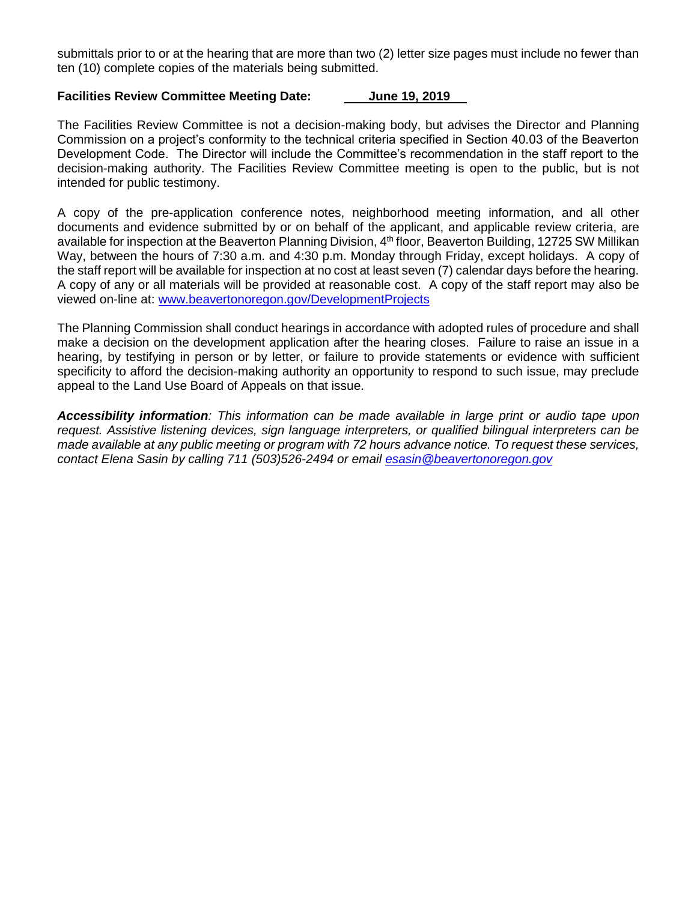submittals prior to or at the hearing that are more than two (2) letter size pages must include no fewer than ten (10) complete copies of the materials being submitted.

**Facilities Review Committee Meeting Date:** **June 19, 2019**

The Facilities Review Committee is not a decision-making body, but advises the Director and Planning Commission on a project's conformity to the technical criteria specified in Section 40.03 of the Beaverton Development Code. The Director will include the Committee's recommendation in the staff report to the decision-making authority. The Facilities Review Committee meeting is open to the public, but is not intended for public testimony.

A copy of the pre-application conference notes, neighborhood meeting information, and all other documents and evidence submitted by or on behalf of the applicant, and applicable review criteria, are available for inspection at the Beaverton Planning Division, 4th floor, Beaverton Building, 12725 SW Millikan Way, between the hours of 7:30 a.m. and 4:30 p.m. Monday through Friday, except holidays. A copy of the staff report will be available for inspection at no cost at least seven (7) calendar days before the hearing. A copy of any or all materials will be provided at reasonable cost. A copy of the staff report may also be viewed on-line at: www.beavertonoregon.gov/DevelopmentProjects

The Planning Commission shall conduct hearings in accordance with adopted rules of procedure and shall make a decision on the development application after the hearing closes. Failure to raise an issue in a hearing, by testifying in person or by letter, or failure to provide statements or evidence with sufficient specificity to afford the decision-making authority an opportunity to respond to such issue, may preclude appeal to the Land Use Board of Appeals on that issue.

***Accessibility information****: This information can be made available in large print or audio tape upon request. Assistive listening devices, sign language interpreters, or qualified bilingual interpreters can be made available at any public meeting or program with 72 hours advance notice. To request these services, contact Elena Sasin by calling 711 (503)526-2494 or email esasin@beavertonoregon.gov*